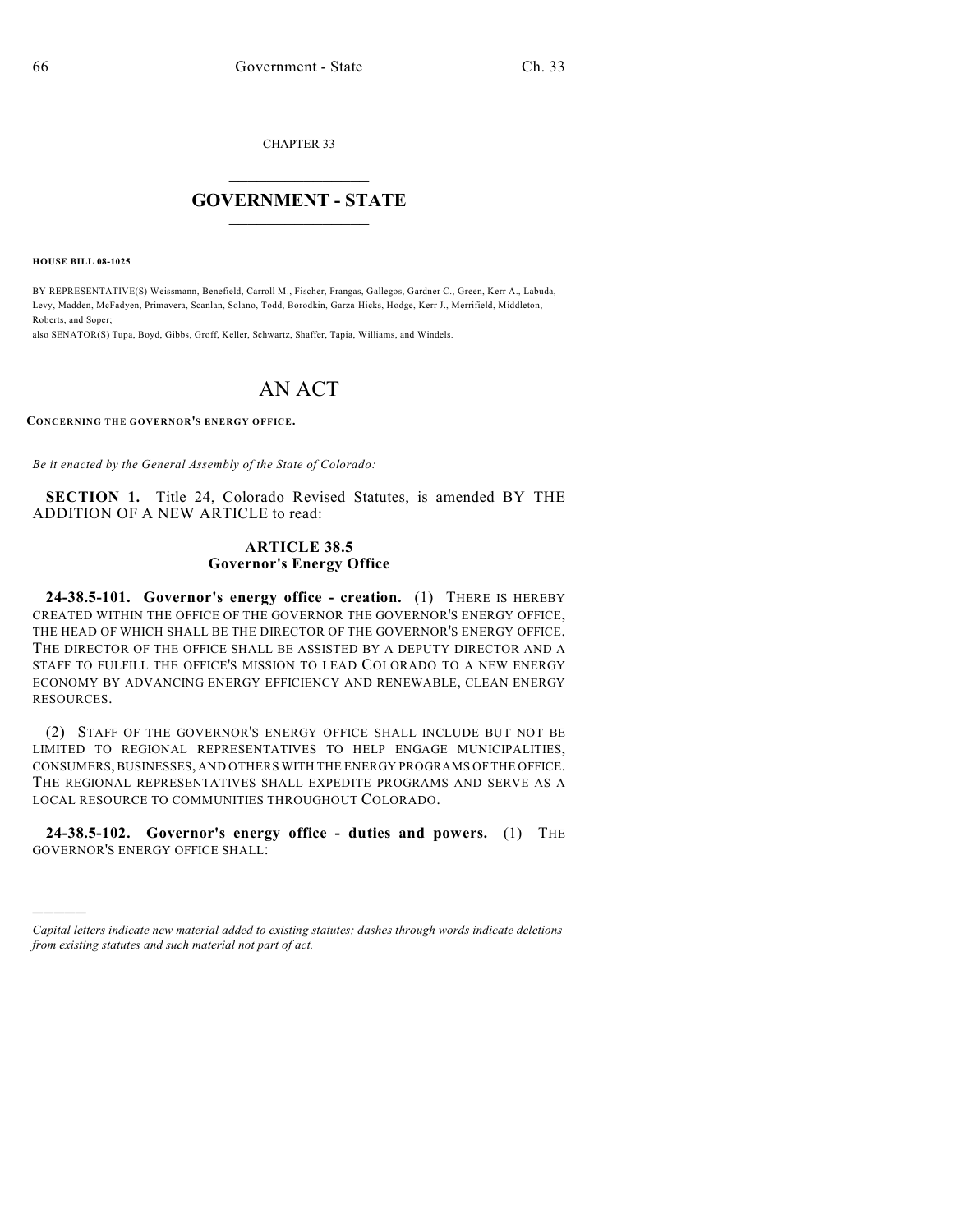CHAPTER 33

# GOVERNMENT - STATE

**HOUSE BILL 08-1025**

BY REPRESENTATIVE(S) Weissmann, Benefield, Carroll M., Fischer, Frangas, Gallegos, Gardner C., Green, Kerr A., Labuda, Levy, Madden, McFadyen, Primavera, Scanlan, Solano, Todd, Borodkin, Garza-Hicks, Hodge, Kerr J., Merrifield, Middleton, Roberts, and Soper;
also SENATOR(S) Tupa, Boyd, Gibbs, Groff, Keller, Schwartz, Shaffer, Tapia, Williams, and Windels.

# AN ACT

**CONCERNING THE GOVERNOR'S ENERGY OFFICE.**

*Be it enacted by the General Assembly of the State of Colorado:*

**SECTION 1.** Title 24, Colorado Revised Statutes, is amended BY THE ADDITION OF A NEW ARTICLE to read:

## ARTICLE 38.5
## Governor's Energy Office

**24-38.5-101. Governor's energy office - creation.** (1) THERE IS HEREBY CREATED WITHIN THE OFFICE OF THE GOVERNOR THE GOVERNOR'S ENERGY OFFICE, THE HEAD OF WHICH SHALL BE THE DIRECTOR OF THE GOVERNOR'S ENERGY OFFICE. THE DIRECTOR OF THE OFFICE SHALL BE ASSISTED BY A DEPUTY DIRECTOR AND A STAFF TO FULFILL THE OFFICE'S MISSION TO LEAD COLORADO TO A NEW ENERGY ECONOMY BY ADVANCING ENERGY EFFICIENCY AND RENEWABLE, CLEAN ENERGY RESOURCES.

(2) STAFF OF THE GOVERNOR'S ENERGY OFFICE SHALL INCLUDE BUT NOT BE LIMITED TO REGIONAL REPRESENTATIVES TO HELP ENGAGE MUNICIPALITIES, CONSUMERS, BUSINESSES, AND OTHERS WITH THE ENERGY PROGRAMS OF THE OFFICE. THE REGIONAL REPRESENTATIVES SHALL EXPEDITE PROGRAMS AND SERVE AS A LOCAL RESOURCE TO COMMUNITIES THROUGHOUT COLORADO.

**24-38.5-102. Governor's energy office - duties and powers.** (1) THE GOVERNOR'S ENERGY OFFICE SHALL:

---

*Capital letters indicate new material added to existing statutes; dashes through words indicate deletions from existing statutes and such material not part of act.*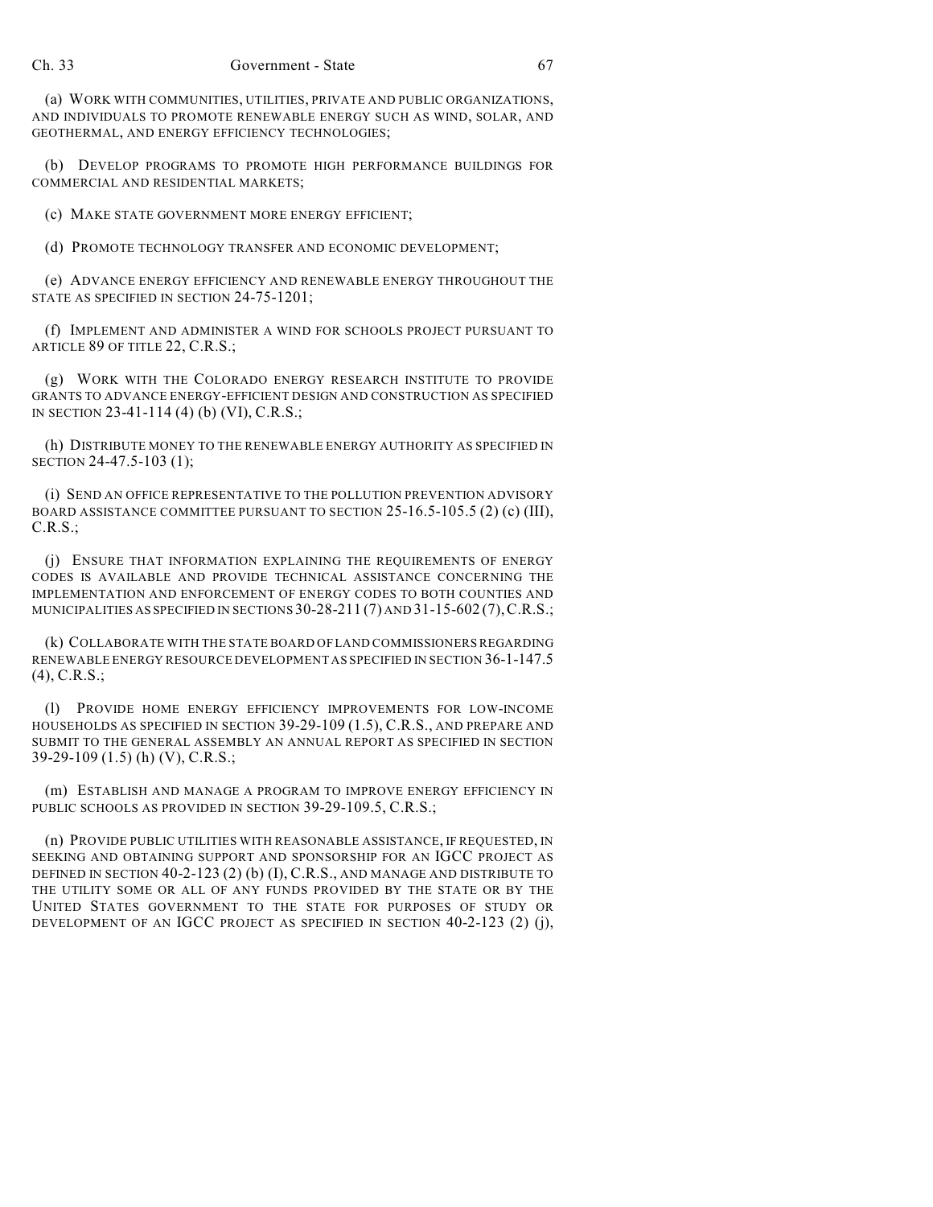(a) WORK WITH COMMUNITIES, UTILITIES, PRIVATE AND PUBLIC ORGANIZATIONS, AND INDIVIDUALS TO PROMOTE RENEWABLE ENERGY SUCH AS WIND, SOLAR, AND GEOTHERMAL, AND ENERGY EFFICIENCY TECHNOLOGIES;

(b) DEVELOP PROGRAMS TO PROMOTE HIGH PERFORMANCE BUILDINGS FOR COMMERCIAL AND RESIDENTIAL MARKETS;

(c) MAKE STATE GOVERNMENT MORE ENERGY EFFICIENT;

(d) PROMOTE TECHNOLOGY TRANSFER AND ECONOMIC DEVELOPMENT;

(e) ADVANCE ENERGY EFFICIENCY AND RENEWABLE ENERGY THROUGHOUT THE STATE AS SPECIFIED IN SECTION 24-75-1201;

(f) IMPLEMENT AND ADMINISTER A WIND FOR SCHOOLS PROJECT PURSUANT TO ARTICLE 89 OF TITLE 22, C.R.S.;

(g) WORK WITH THE COLORADO ENERGY RESEARCH INSTITUTE TO PROVIDE GRANTS TO ADVANCE ENERGY-EFFICIENT DESIGN AND CONSTRUCTION AS SPECIFIED IN SECTION 23-41-114 (4) (b) (VI), C.R.S.;

(h) DISTRIBUTE MONEY TO THE RENEWABLE ENERGY AUTHORITY AS SPECIFIED IN SECTION 24-47.5-103 (1);

(i) SEND AN OFFICE REPRESENTATIVE TO THE POLLUTION PREVENTION ADVISORY BOARD ASSISTANCE COMMITTEE PURSUANT TO SECTION 25-16.5-105.5 (2) (c) (III), C.R.S.;

(j) ENSURE THAT INFORMATION EXPLAINING THE REQUIREMENTS OF ENERGY CODES IS AVAILABLE AND PROVIDE TECHNICAL ASSISTANCE CONCERNING THE IMPLEMENTATION AND ENFORCEMENT OF ENERGY CODES TO BOTH COUNTIES AND MUNICIPALITIES AS SPECIFIED IN SECTIONS 30-28-211 (7) AND 31-15-602 (7), C.R.S.;

(k) COLLABORATE WITH THE STATE BOARD OF LAND COMMISSIONERS REGARDING RENEWABLE ENERGY RESOURCE DEVELOPMENT AS SPECIFIED IN SECTION 36-1-147.5 (4), C.R.S.;

(l) PROVIDE HOME ENERGY EFFICIENCY IMPROVEMENTS FOR LOW-INCOME HOUSEHOLDS AS SPECIFIED IN SECTION 39-29-109 (1.5), C.R.S., AND PREPARE AND SUBMIT TO THE GENERAL ASSEMBLY AN ANNUAL REPORT AS SPECIFIED IN SECTION 39-29-109 (1.5) (h) (V), C.R.S.;

(m) ESTABLISH AND MANAGE A PROGRAM TO IMPROVE ENERGY EFFICIENCY IN PUBLIC SCHOOLS AS PROVIDED IN SECTION 39-29-109.5, C.R.S.;

(n) PROVIDE PUBLIC UTILITIES WITH REASONABLE ASSISTANCE, IF REQUESTED, IN SEEKING AND OBTAINING SUPPORT AND SPONSORSHIP FOR AN IGCC PROJECT AS DEFINED IN SECTION 40-2-123 (2) (b) (I), C.R.S., AND MANAGE AND DISTRIBUTE TO THE UTILITY SOME OR ALL OF ANY FUNDS PROVIDED BY THE STATE OR BY THE UNITED STATES GOVERNMENT TO THE STATE FOR PURPOSES OF STUDY OR DEVELOPMENT OF AN IGCC PROJECT AS SPECIFIED IN SECTION 40-2-123 (2) (j),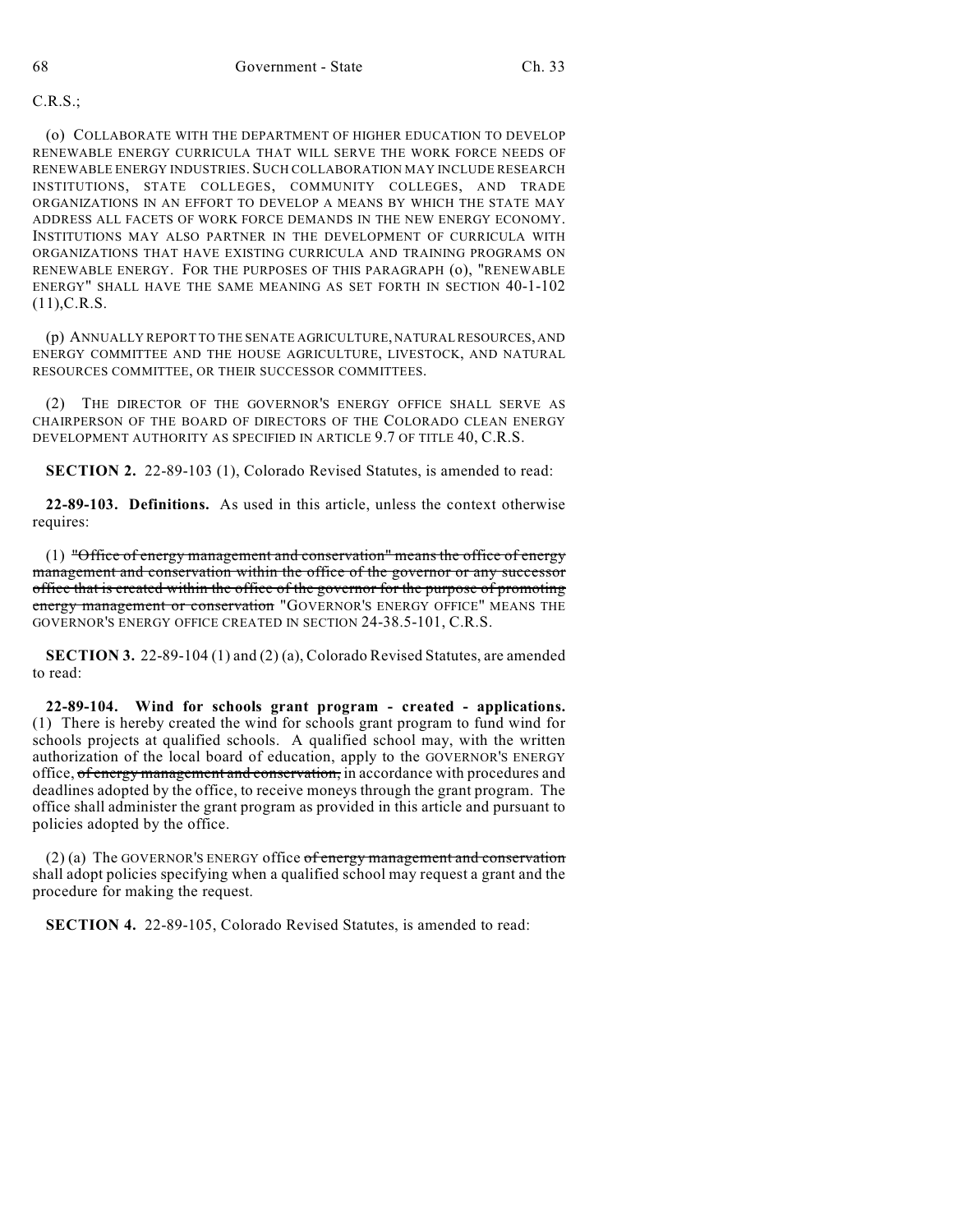C.R.S.;

(o) COLLABORATE WITH THE DEPARTMENT OF HIGHER EDUCATION TO DEVELOP RENEWABLE ENERGY CURRICULA THAT WILL SERVE THE WORK FORCE NEEDS OF RENEWABLE ENERGY INDUSTRIES. SUCH COLLABORATION MAY INCLUDE RESEARCH INSTITUTIONS, STATE COLLEGES, COMMUNITY COLLEGES, AND TRADE ORGANIZATIONS IN AN EFFORT TO DEVELOP A MEANS BY WHICH THE STATE MAY ADDRESS ALL FACETS OF WORK FORCE DEMANDS IN THE NEW ENERGY ECONOMY. INSTITUTIONS MAY ALSO PARTNER IN THE DEVELOPMENT OF CURRICULA WITH ORGANIZATIONS THAT HAVE EXISTING CURRICULA AND TRAINING PROGRAMS ON RENEWABLE ENERGY. FOR THE PURPOSES OF THIS PARAGRAPH (o), "RENEWABLE ENERGY" SHALL HAVE THE SAME MEANING AS SET FORTH IN SECTION 40-1-102 (11),C.R.S.

(p) ANNUALLY REPORT TO THE SENATE AGRICULTURE, NATURAL RESOURCES, AND ENERGY COMMITTEE AND THE HOUSE AGRICULTURE, LIVESTOCK, AND NATURAL RESOURCES COMMITTEE, OR THEIR SUCCESSOR COMMITTEES.

(2) THE DIRECTOR OF THE GOVERNOR'S ENERGY OFFICE SHALL SERVE AS CHAIRPERSON OF THE BOARD OF DIRECTORS OF THE COLORADO CLEAN ENERGY DEVELOPMENT AUTHORITY AS SPECIFIED IN ARTICLE 9.7 OF TITLE 40, C.R.S.

**SECTION 2.** 22-89-103 (1), Colorado Revised Statutes, is amended to read:

**22-89-103. Definitions.** As used in this article, unless the context otherwise requires:

(1) ~~"Office of energy management and conservation" means the office of energy management and conservation within the office of the governor or any successor office that is created within the office of the governor for the purpose of promoting energy management or conservation~~ "GOVERNOR'S ENERGY OFFICE" MEANS THE GOVERNOR'S ENERGY OFFICE CREATED IN SECTION 24-38.5-101, C.R.S.

**SECTION 3.** 22-89-104 (1) and (2) (a), Colorado Revised Statutes, are amended to read:

**22-89-104. Wind for schools grant program - created - applications.** (1) There is hereby created the wind for schools grant program to fund wind for schools projects at qualified schools. A qualified school may, with the written authorization of the local board of education, apply to the GOVERNOR'S ENERGY office, ~~of energy management and conservation,~~ in accordance with procedures and deadlines adopted by the office, to receive moneys through the grant program. The office shall administer the grant program as provided in this article and pursuant to policies adopted by the office.

(2) (a) The GOVERNOR'S ENERGY office ~~of energy management and conservation~~ shall adopt policies specifying when a qualified school may request a grant and the procedure for making the request.

**SECTION 4.** 22-89-105, Colorado Revised Statutes, is amended to read: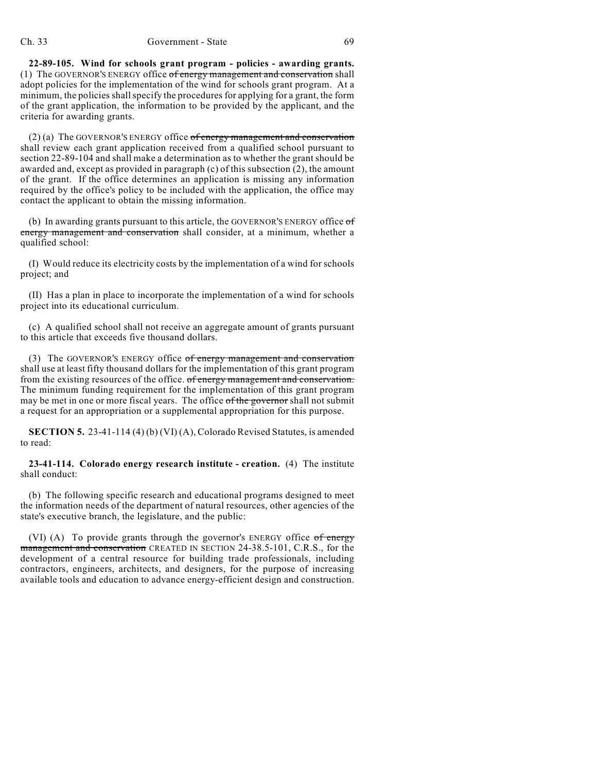**22-89-105. Wind for schools grant program - policies - awarding grants.** (1) The GOVERNOR'S ENERGY office ~~of energy management and conservation~~ shall adopt policies for the implementation of the wind for schools grant program. At a minimum, the policies shall specify the procedures for applying for a grant, the form of the grant application, the information to be provided by the applicant, and the criteria for awarding grants.

(2) (a) The GOVERNOR'S ENERGY office ~~of energy management and conservation~~ shall review each grant application received from a qualified school pursuant to section 22-89-104 and shall make a determination as to whether the grant should be awarded and, except as provided in paragraph (c) of this subsection (2), the amount of the grant. If the office determines an application is missing any information required by the office's policy to be included with the application, the office may contact the applicant to obtain the missing information.

(b) In awarding grants pursuant to this article, the GOVERNOR'S ENERGY office ~~of energy management and conservation~~ shall consider, at a minimum, whether a qualified school:

(I) Would reduce its electricity costs by the implementation of a wind for schools project; and

(II) Has a plan in place to incorporate the implementation of a wind for schools project into its educational curriculum.

(c) A qualified school shall not receive an aggregate amount of grants pursuant to this article that exceeds five thousand dollars.

(3) The GOVERNOR'S ENERGY office ~~of energy management and conservation~~ shall use at least fifty thousand dollars for the implementation of this grant program from the existing resources of the office. ~~of energy management and conservation.~~ The minimum funding requirement for the implementation of this grant program may be met in one or more fiscal years. The office ~~of the governor~~ shall not submit a request for an appropriation or a supplemental appropriation for this purpose.

**SECTION 5.** 23-41-114 (4) (b) (VI) (A), Colorado Revised Statutes, is amended to read:

**23-41-114. Colorado energy research institute - creation.** (4) The institute shall conduct:

(b) The following specific research and educational programs designed to meet the information needs of the department of natural resources, other agencies of the state's executive branch, the legislature, and the public:

(VI) (A) To provide grants through the governor's ENERGY office ~~of energy management and conservation~~ CREATED IN SECTION 24-38.5-101, C.R.S., for the development of a central resource for building trade professionals, including contractors, engineers, architects, and designers, for the purpose of increasing available tools and education to advance energy-efficient design and construction.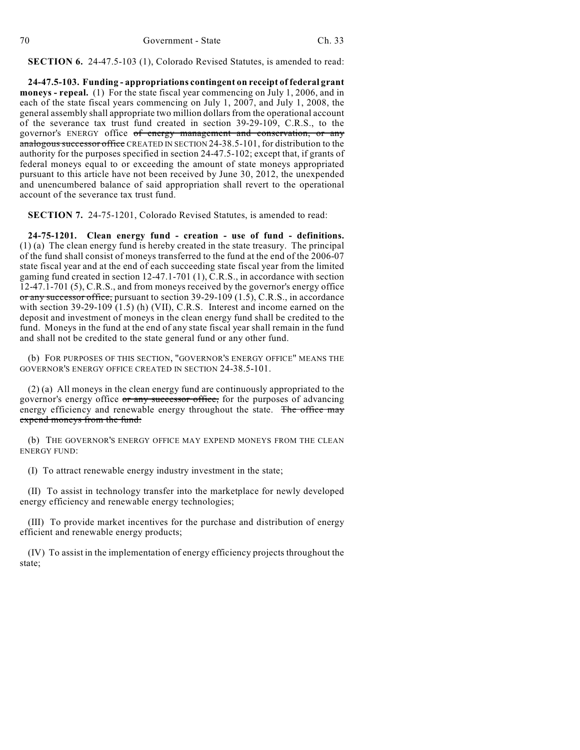**SECTION 6.** 24-47.5-103 (1), Colorado Revised Statutes, is amended to read:

**24-47.5-103. Funding - appropriations contingent on receipt of federal grant moneys - repeal.** (1) For the state fiscal year commencing on July 1, 2006, and in each of the state fiscal years commencing on July 1, 2007, and July 1, 2008, the general assembly shall appropriate two million dollars from the operational account of the severance tax trust fund created in section 39-29-109, C.R.S., to the governor's ENERGY office ~~of energy management and conservation, or any analogous successor office~~ CREATED IN SECTION 24-38.5-101, for distribution to the authority for the purposes specified in section 24-47.5-102; except that, if grants of federal moneys equal to or exceeding the amount of state moneys appropriated pursuant to this article have not been received by June 30, 2012, the unexpended and unencumbered balance of said appropriation shall revert to the operational account of the severance tax trust fund.

**SECTION 7.** 24-75-1201, Colorado Revised Statutes, is amended to read:

**24-75-1201. Clean energy fund - creation - use of fund - definitions.** (1) (a) The clean energy fund is hereby created in the state treasury. The principal of the fund shall consist of moneys transferred to the fund at the end of the 2006-07 state fiscal year and at the end of each succeeding state fiscal year from the limited gaming fund created in section 12-47.1-701 (1), C.R.S., in accordance with section 12-47.1-701 (5), C.R.S., and from moneys received by the governor's energy office ~~or any successor office,~~ pursuant to section 39-29-109 (1.5), C.R.S., in accordance with section 39-29-109 (1.5) (h) (VII), C.R.S. Interest and income earned on the deposit and investment of moneys in the clean energy fund shall be credited to the fund. Moneys in the fund at the end of any state fiscal year shall remain in the fund and shall not be credited to the state general fund or any other fund.

(b) FOR PURPOSES OF THIS SECTION, "GOVERNOR'S ENERGY OFFICE" MEANS THE GOVERNOR'S ENERGY OFFICE CREATED IN SECTION 24-38.5-101.

(2) (a) All moneys in the clean energy fund are continuously appropriated to the governor's energy office ~~or any successor office,~~ for the purposes of advancing energy efficiency and renewable energy throughout the state. ~~The office may expend moneys from the fund:~~

(b) THE GOVERNOR'S ENERGY OFFICE MAY EXPEND MONEYS FROM THE CLEAN ENERGY FUND:

(I) To attract renewable energy industry investment in the state;

(II) To assist in technology transfer into the marketplace for newly developed energy efficiency and renewable energy technologies;

(III) To provide market incentives for the purchase and distribution of energy efficient and renewable energy products;

(IV) To assist in the implementation of energy efficiency projects throughout the state;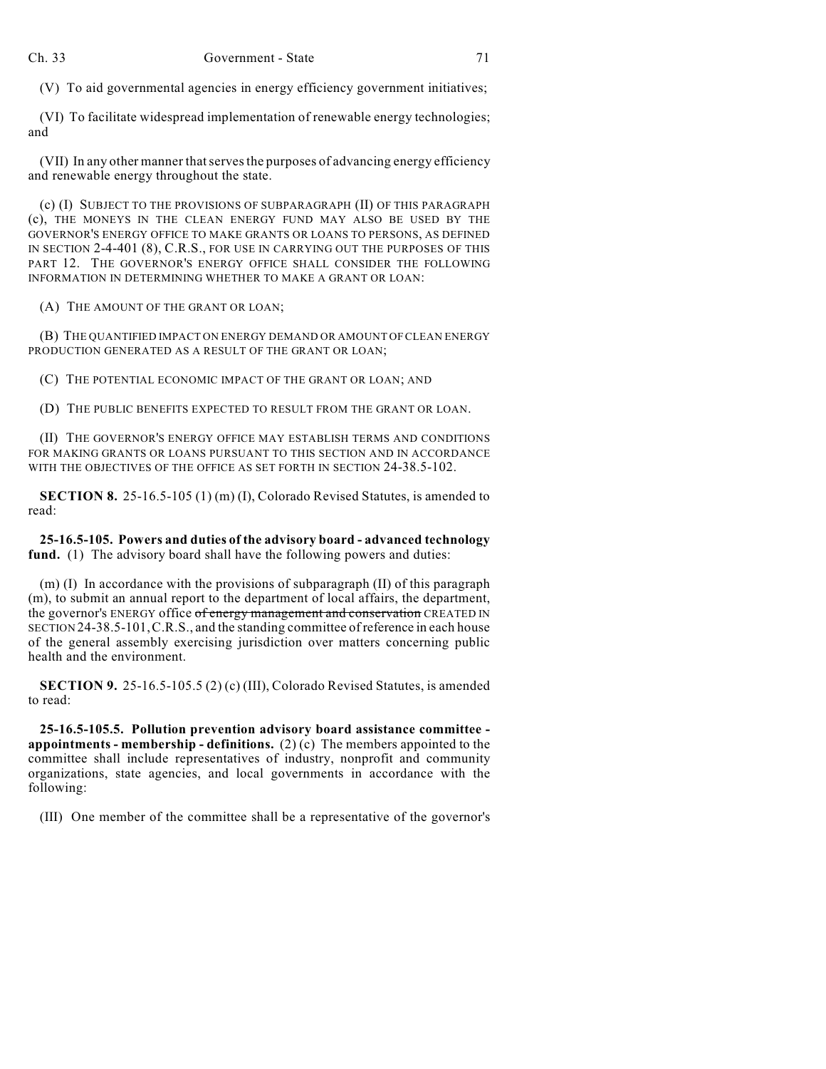(V) To aid governmental agencies in energy efficiency government initiatives;

(VI) To facilitate widespread implementation of renewable energy technologies; and

(VII) In any other manner that serves the purposes of advancing energy efficiency and renewable energy throughout the state.

(c) (I) SUBJECT TO THE PROVISIONS OF SUBPARAGRAPH (II) OF THIS PARAGRAPH (c), THE MONEYS IN THE CLEAN ENERGY FUND MAY ALSO BE USED BY THE GOVERNOR'S ENERGY OFFICE TO MAKE GRANTS OR LOANS TO PERSONS, AS DEFINED IN SECTION 2-4-401 (8), C.R.S., FOR USE IN CARRYING OUT THE PURPOSES OF THIS PART 12. THE GOVERNOR'S ENERGY OFFICE SHALL CONSIDER THE FOLLOWING INFORMATION IN DETERMINING WHETHER TO MAKE A GRANT OR LOAN:

(A) THE AMOUNT OF THE GRANT OR LOAN;

(B) THE QUANTIFIED IMPACT ON ENERGY DEMAND OR AMOUNT OF CLEAN ENERGY PRODUCTION GENERATED AS A RESULT OF THE GRANT OR LOAN;

(C) THE POTENTIAL ECONOMIC IMPACT OF THE GRANT OR LOAN; AND

(D) THE PUBLIC BENEFITS EXPECTED TO RESULT FROM THE GRANT OR LOAN.

(II) THE GOVERNOR'S ENERGY OFFICE MAY ESTABLISH TERMS AND CONDITIONS FOR MAKING GRANTS OR LOANS PURSUANT TO THIS SECTION AND IN ACCORDANCE WITH THE OBJECTIVES OF THE OFFICE AS SET FORTH IN SECTION 24-38.5-102.

**SECTION 8.** 25-16.5-105 (1) (m) (I), Colorado Revised Statutes, is amended to read:

**25-16.5-105. Powers and duties of the advisory board - advanced technology fund.** (1) The advisory board shall have the following powers and duties:

(m) (I) In accordance with the provisions of subparagraph (II) of this paragraph (m), to submit an annual report to the department of local affairs, the department, the governor's ENERGY office ~~of energy management and conservation~~ CREATED IN SECTION 24-38.5-101, C.R.S., and the standing committee of reference in each house of the general assembly exercising jurisdiction over matters concerning public health and the environment.

**SECTION 9.** 25-16.5-105.5 (2) (c) (III), Colorado Revised Statutes, is amended to read:

**25-16.5-105.5. Pollution prevention advisory board assistance committee - appointments - membership - definitions.** (2) (c) The members appointed to the committee shall include representatives of industry, nonprofit and community organizations, state agencies, and local governments in accordance with the following:

(III) One member of the committee shall be a representative of the governor's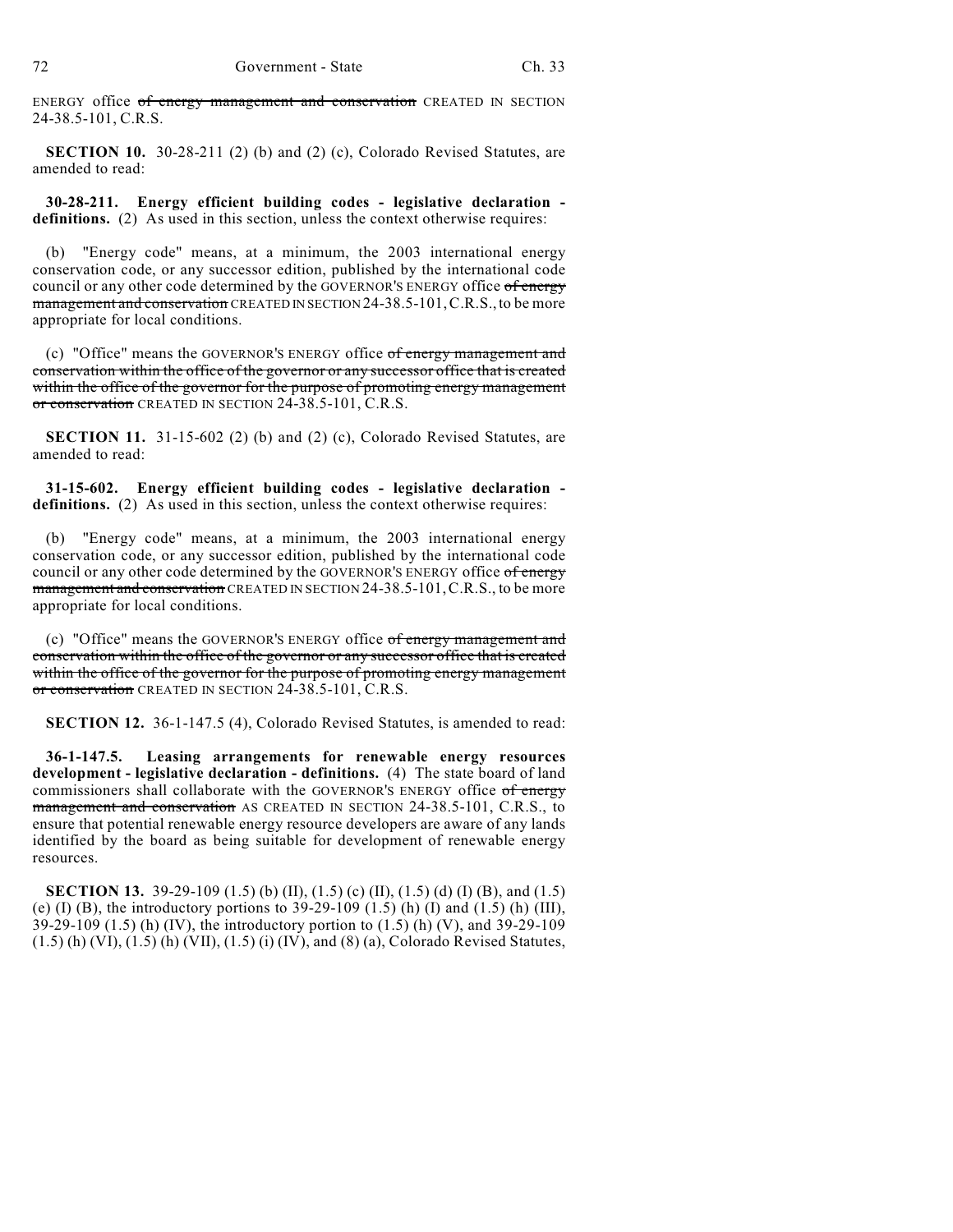ENERGY office ~~of energy management and conservation~~ CREATED IN SECTION 24-38.5-101, C.R.S.

**SECTION 10.** 30-28-211 (2) (b) and (2) (c), Colorado Revised Statutes, are amended to read:

**30-28-211. Energy efficient building codes - legislative declaration - definitions.** (2) As used in this section, unless the context otherwise requires:

(b) "Energy code" means, at a minimum, the 2003 international energy conservation code, or any successor edition, published by the international code council or any other code determined by the GOVERNOR'S ENERGY office ~~of energy management and conservation~~ CREATED IN SECTION 24-38.5-101, C.R.S., to be more appropriate for local conditions.

(c) "Office" means the GOVERNOR'S ENERGY office ~~of energy management and conservation within the office of the governor or any successor office that is created within the office of the governor for the purpose of promoting energy management or conservation~~ CREATED IN SECTION 24-38.5-101, C.R.S.

**SECTION 11.** 31-15-602 (2) (b) and (2) (c), Colorado Revised Statutes, are amended to read:

**31-15-602. Energy efficient building codes - legislative declaration - definitions.** (2) As used in this section, unless the context otherwise requires:

(b) "Energy code" means, at a minimum, the 2003 international energy conservation code, or any successor edition, published by the international code council or any other code determined by the GOVERNOR'S ENERGY office ~~of energy management and conservation~~ CREATED IN SECTION 24-38.5-101, C.R.S., to be more appropriate for local conditions.

(c) "Office" means the GOVERNOR'S ENERGY office ~~of energy management and conservation within the office of the governor or any successor office that is created within the office of the governor for the purpose of promoting energy management or conservation~~ CREATED IN SECTION 24-38.5-101, C.R.S.

**SECTION 12.** 36-1-147.5 (4), Colorado Revised Statutes, is amended to read:

**36-1-147.5. Leasing arrangements for renewable energy resources development - legislative declaration - definitions.** (4) The state board of land commissioners shall collaborate with the GOVERNOR'S ENERGY office ~~of energy management and conservation~~ AS CREATED IN SECTION 24-38.5-101, C.R.S., to ensure that potential renewable energy resource developers are aware of any lands identified by the board as being suitable for development of renewable energy resources.

**SECTION 13.** 39-29-109 (1.5) (b) (II), (1.5) (c) (II), (1.5) (d) (I) (B), and (1.5) (e) (I) (B), the introductory portions to 39-29-109 (1.5) (h) (I) and (1.5) (h) (III), 39-29-109 (1.5) (h) (IV), the introductory portion to (1.5) (h) (V), and 39-29-109 (1.5) (h) (VI), (1.5) (h) (VII), (1.5) (i) (IV), and (8) (a), Colorado Revised Statutes,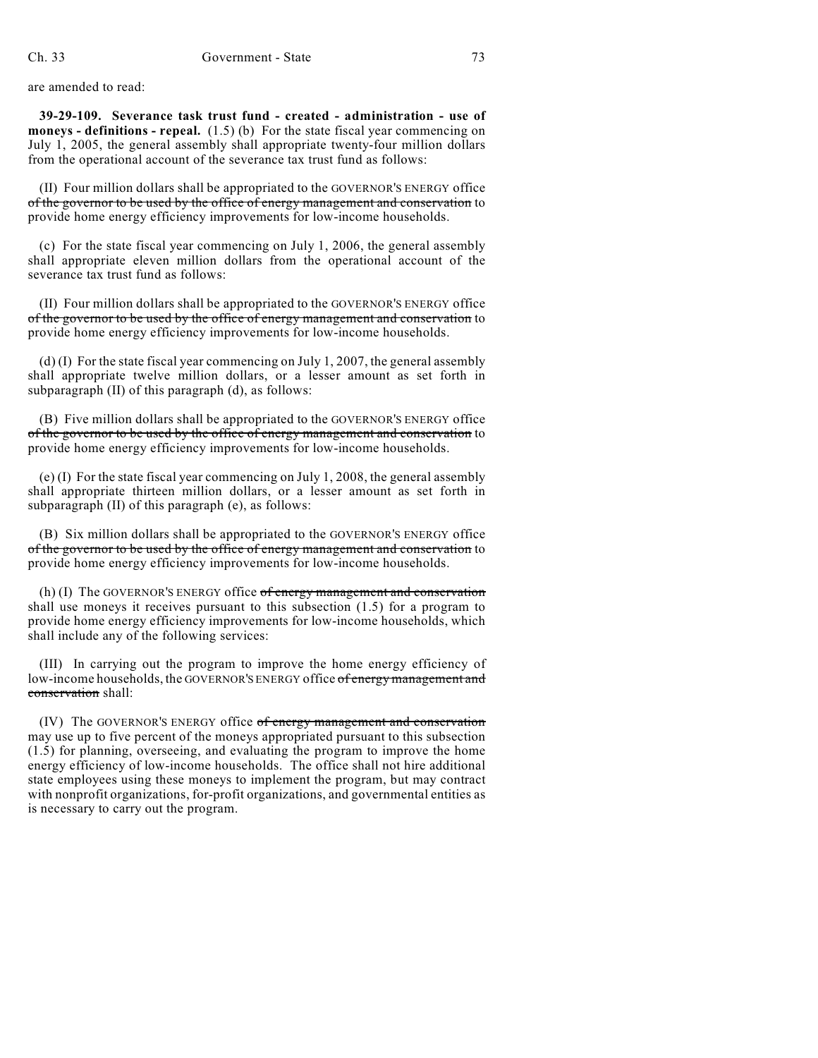are amended to read:

**39-29-109. Severance task trust fund - created - administration - use of moneys - definitions - repeal.** (1.5) (b) For the state fiscal year commencing on July 1, 2005, the general assembly shall appropriate twenty-four million dollars from the operational account of the severance tax trust fund as follows:

(II) Four million dollars shall be appropriated to the GOVERNOR'S ENERGY office ~~of the governor to be used by the office of energy management and conservation~~ to provide home energy efficiency improvements for low-income households.

(c) For the state fiscal year commencing on July 1, 2006, the general assembly shall appropriate eleven million dollars from the operational account of the severance tax trust fund as follows:

(II) Four million dollars shall be appropriated to the GOVERNOR'S ENERGY office ~~of the governor to be used by the office of energy management and conservation~~ to provide home energy efficiency improvements for low-income households.

(d) (I) For the state fiscal year commencing on July 1, 2007, the general assembly shall appropriate twelve million dollars, or a lesser amount as set forth in subparagraph (II) of this paragraph (d), as follows:

(B) Five million dollars shall be appropriated to the GOVERNOR'S ENERGY office ~~of the governor to be used by the office of energy management and conservation~~ to provide home energy efficiency improvements for low-income households.

(e) (I) For the state fiscal year commencing on July 1, 2008, the general assembly shall appropriate thirteen million dollars, or a lesser amount as set forth in subparagraph (II) of this paragraph (e), as follows:

(B) Six million dollars shall be appropriated to the GOVERNOR'S ENERGY office ~~of the governor to be used by the office of energy management and conservation~~ to provide home energy efficiency improvements for low-income households.

(h) (I) The GOVERNOR'S ENERGY office ~~of energy management and conservation~~ shall use moneys it receives pursuant to this subsection (1.5) for a program to provide home energy efficiency improvements for low-income households, which shall include any of the following services:

(III) In carrying out the program to improve the home energy efficiency of low-income households, the GOVERNOR'S ENERGY office ~~of energy management and conservation~~ shall:

(IV) The GOVERNOR'S ENERGY office ~~of energy management and conservation~~ may use up to five percent of the moneys appropriated pursuant to this subsection (1.5) for planning, overseeing, and evaluating the program to improve the home energy efficiency of low-income households. The office shall not hire additional state employees using these moneys to implement the program, but may contract with nonprofit organizations, for-profit organizations, and governmental entities as is necessary to carry out the program.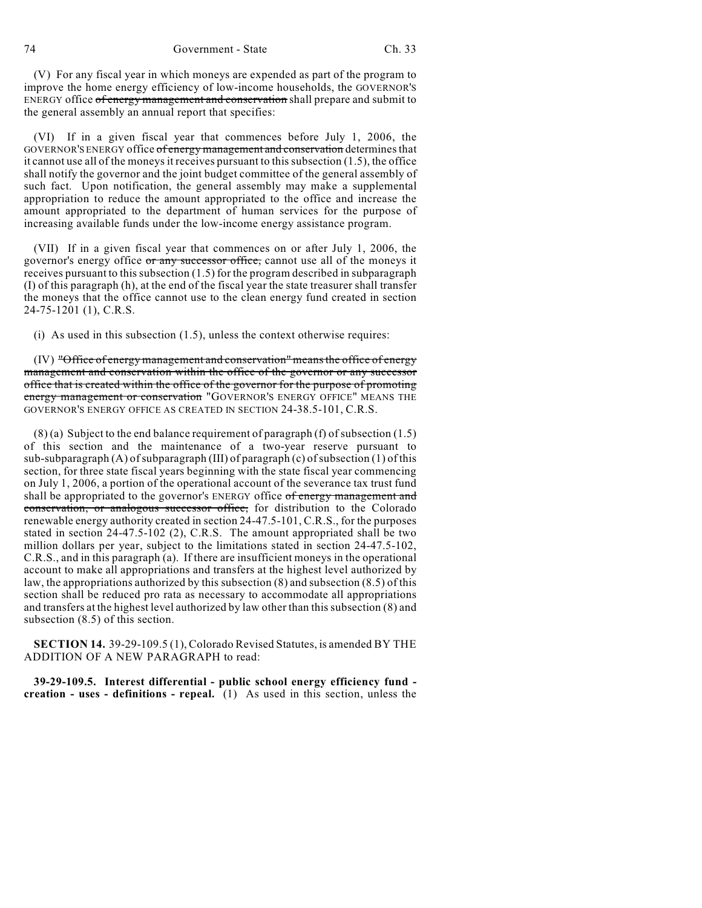(V) For any fiscal year in which moneys are expended as part of the program to improve the home energy efficiency of low-income households, the GOVERNOR'S ENERGY office ~~of energy management and conservation~~ shall prepare and submit to the general assembly an annual report that specifies:

(VI) If in a given fiscal year that commences before July 1, 2006, the GOVERNOR'S ENERGY office ~~of energy management and conservation~~ determines that it cannot use all of the moneys it receives pursuant to this subsection (1.5), the office shall notify the governor and the joint budget committee of the general assembly of such fact. Upon notification, the general assembly may make a supplemental appropriation to reduce the amount appropriated to the office and increase the amount appropriated to the department of human services for the purpose of increasing available funds under the low-income energy assistance program.

(VII) If in a given fiscal year that commences on or after July 1, 2006, the governor's energy office ~~or any successor office,~~ cannot use all of the moneys it receives pursuant to this subsection (1.5) for the program described in subparagraph (I) of this paragraph (h), at the end of the fiscal year the state treasurer shall transfer the moneys that the office cannot use to the clean energy fund created in section 24-75-1201 (1), C.R.S.

(i) As used in this subsection (1.5), unless the context otherwise requires:

(IV) ~~"Office of energy management and conservation" means the office of energy management and conservation within the office of the governor or any successor office that is created within the office of the governor for the purpose of promoting energy management or conservation~~ "GOVERNOR'S ENERGY OFFICE" MEANS THE GOVERNOR'S ENERGY OFFICE AS CREATED IN SECTION 24-38.5-101, C.R.S.

(8) (a) Subject to the end balance requirement of paragraph (f) of subsection (1.5) of this section and the maintenance of a two-year reserve pursuant to sub-subparagraph (A) of subparagraph (III) of paragraph (c) of subsection (1) of this section, for three state fiscal years beginning with the state fiscal year commencing on July 1, 2006, a portion of the operational account of the severance tax trust fund shall be appropriated to the governor's ENERGY office ~~of energy management and conservation, or analogous successor office,~~ for distribution to the Colorado renewable energy authority created in section 24-47.5-101, C.R.S., for the purposes stated in section 24-47.5-102 (2), C.R.S. The amount appropriated shall be two million dollars per year, subject to the limitations stated in section 24-47.5-102, C.R.S., and in this paragraph (a). If there are insufficient moneys in the operational account to make all appropriations and transfers at the highest level authorized by law, the appropriations authorized by this subsection (8) and subsection (8.5) of this section shall be reduced pro rata as necessary to accommodate all appropriations and transfers at the highest level authorized by law other than this subsection (8) and subsection (8.5) of this section.

**SECTION 14.** 39-29-109.5 (1), Colorado Revised Statutes, is amended BY THE ADDITION OF A NEW PARAGRAPH to read:

**39-29-109.5. Interest differential - public school energy efficiency fund - creation - uses - definitions - repeal.** (1) As used in this section, unless the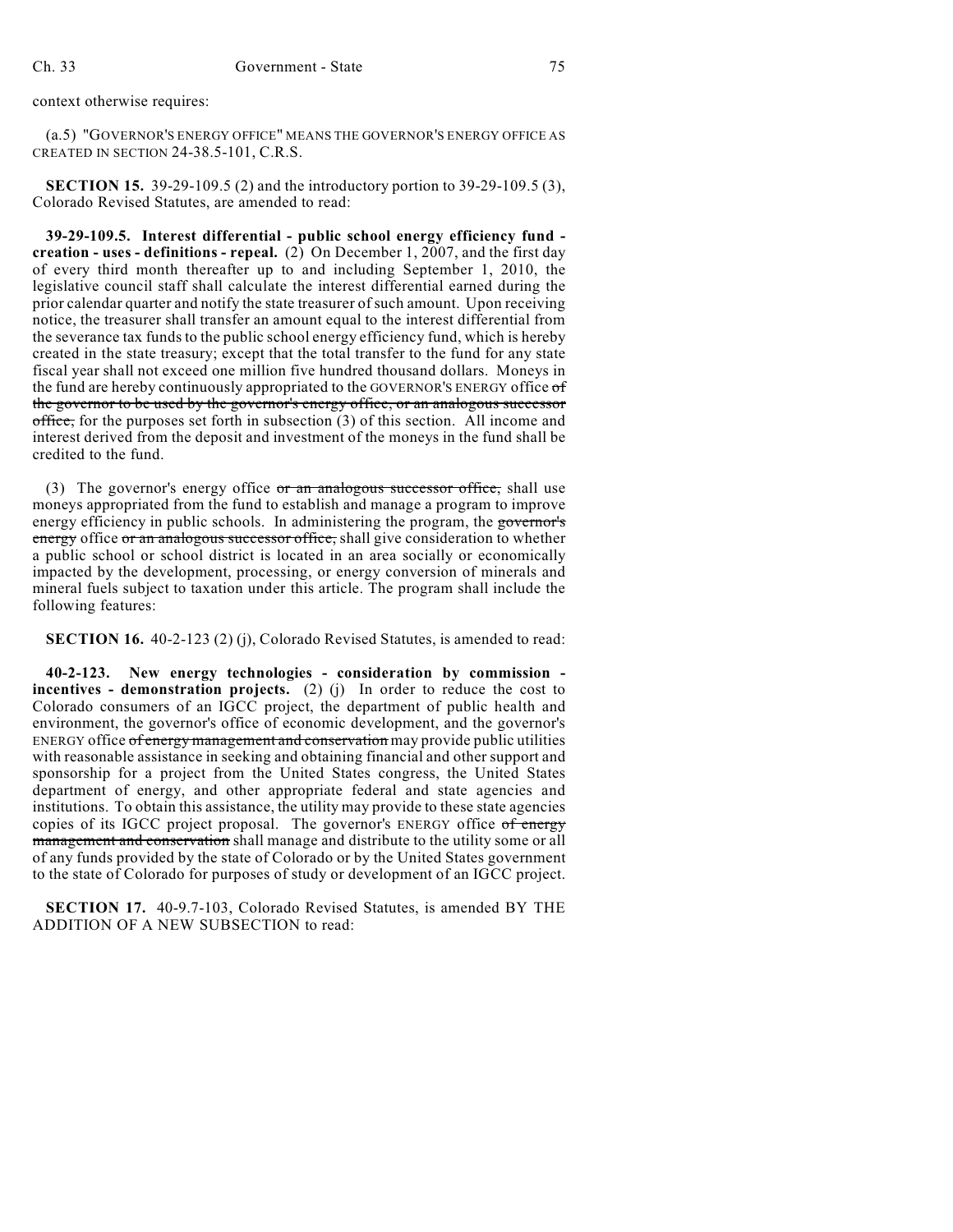context otherwise requires:

(a.5) "GOVERNOR'S ENERGY OFFICE" MEANS THE GOVERNOR'S ENERGY OFFICE AS CREATED IN SECTION 24-38.5-101, C.R.S.

**SECTION 15.** 39-29-109.5 (2) and the introductory portion to 39-29-109.5 (3), Colorado Revised Statutes, are amended to read:

**39-29-109.5. Interest differential - public school energy efficiency fund - creation - uses - definitions - repeal.** (2) On December 1, 2007, and the first day of every third month thereafter up to and including September 1, 2010, the legislative council staff shall calculate the interest differential earned during the prior calendar quarter and notify the state treasurer of such amount. Upon receiving notice, the treasurer shall transfer an amount equal to the interest differential from the severance tax funds to the public school energy efficiency fund, which is hereby created in the state treasury; except that the total transfer to the fund for any state fiscal year shall not exceed one million five hundred thousand dollars. Moneys in the fund are hereby continuously appropriated to the GOVERNOR'S ENERGY office ~~of the governor to be used by the governor's energy office, or an analogous successor office,~~ for the purposes set forth in subsection (3) of this section. All income and interest derived from the deposit and investment of the moneys in the fund shall be credited to the fund.

(3) The governor's energy office ~~or an analogous successor office,~~ shall use moneys appropriated from the fund to establish and manage a program to improve energy efficiency in public schools. In administering the program, the ~~governor's energy~~ office ~~or an analogous successor office,~~ shall give consideration to whether a public school or school district is located in an area socially or economically impacted by the development, processing, or energy conversion of minerals and mineral fuels subject to taxation under this article. The program shall include the following features:

**SECTION 16.** 40-2-123 (2) (j), Colorado Revised Statutes, is amended to read:

**40-2-123. New energy technologies - consideration by commission - incentives - demonstration projects.** (2) (j) In order to reduce the cost to Colorado consumers of an IGCC project, the department of public health and environment, the governor's office of economic development, and the governor's ENERGY office ~~of energy management and conservation~~ may provide public utilities with reasonable assistance in seeking and obtaining financial and other support and sponsorship for a project from the United States congress, the United States department of energy, and other appropriate federal and state agencies and institutions. To obtain this assistance, the utility may provide to these state agencies copies of its IGCC project proposal. The governor's ENERGY office ~~of energy management and conservation~~ shall manage and distribute to the utility some or all of any funds provided by the state of Colorado or by the United States government to the state of Colorado for purposes of study or development of an IGCC project.

**SECTION 17.** 40-9.7-103, Colorado Revised Statutes, is amended BY THE ADDITION OF A NEW SUBSECTION to read: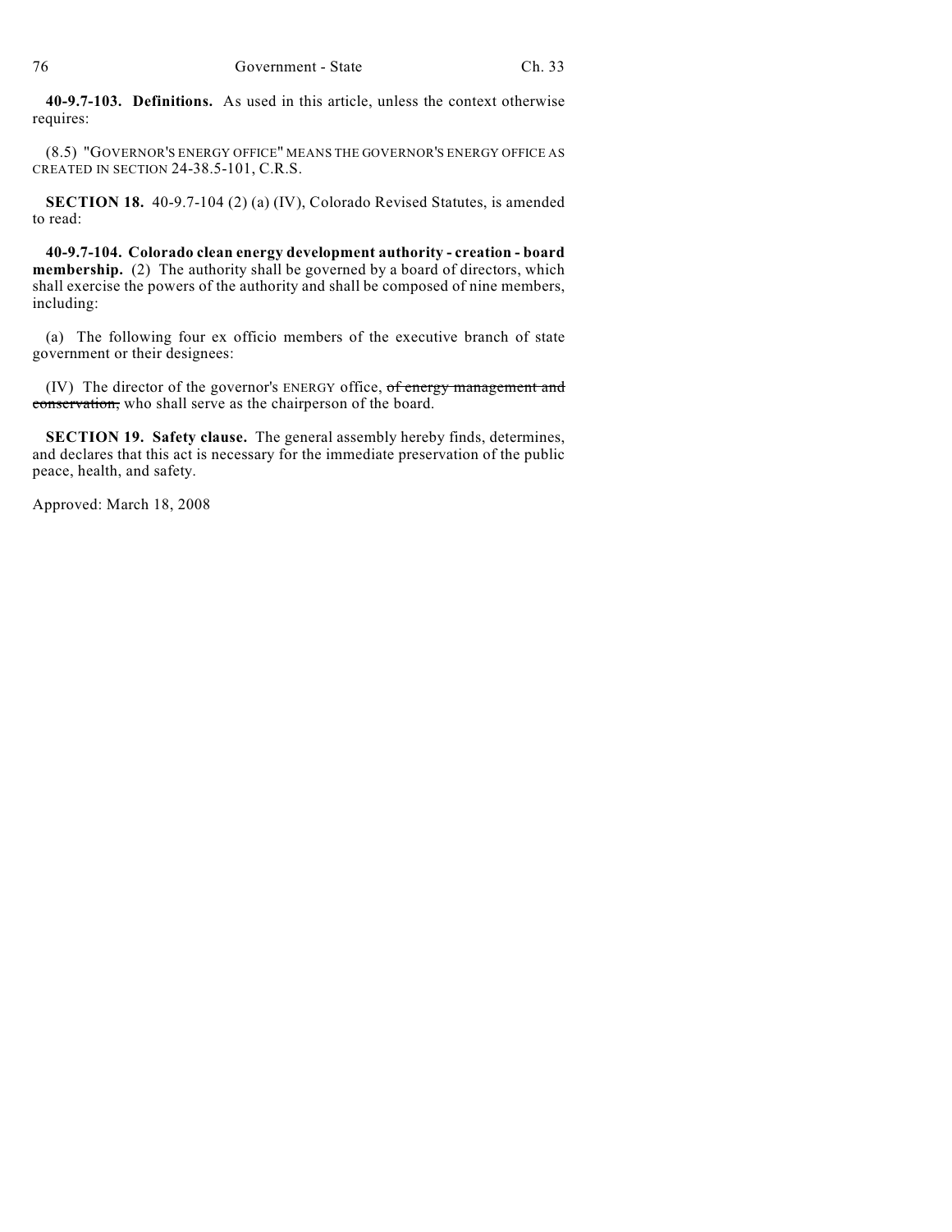**40-9.7-103. Definitions.** As used in this article, unless the context otherwise requires:

(8.5) "GOVERNOR'S ENERGY OFFICE" MEANS THE GOVERNOR'S ENERGY OFFICE AS CREATED IN SECTION 24-38.5-101, C.R.S.

**SECTION 18.** 40-9.7-104 (2) (a) (IV), Colorado Revised Statutes, is amended to read:

**40-9.7-104. Colorado clean energy development authority - creation - board membership.** (2) The authority shall be governed by a board of directors, which shall exercise the powers of the authority and shall be composed of nine members, including:

(a) The following four ex officio members of the executive branch of state government or their designees:

(IV) The director of the governor's ENERGY office, ~~of energy management and conservation,~~ who shall serve as the chairperson of the board.

**SECTION 19. Safety clause.** The general assembly hereby finds, determines, and declares that this act is necessary for the immediate preservation of the public peace, health, and safety.

Approved: March 18, 2008